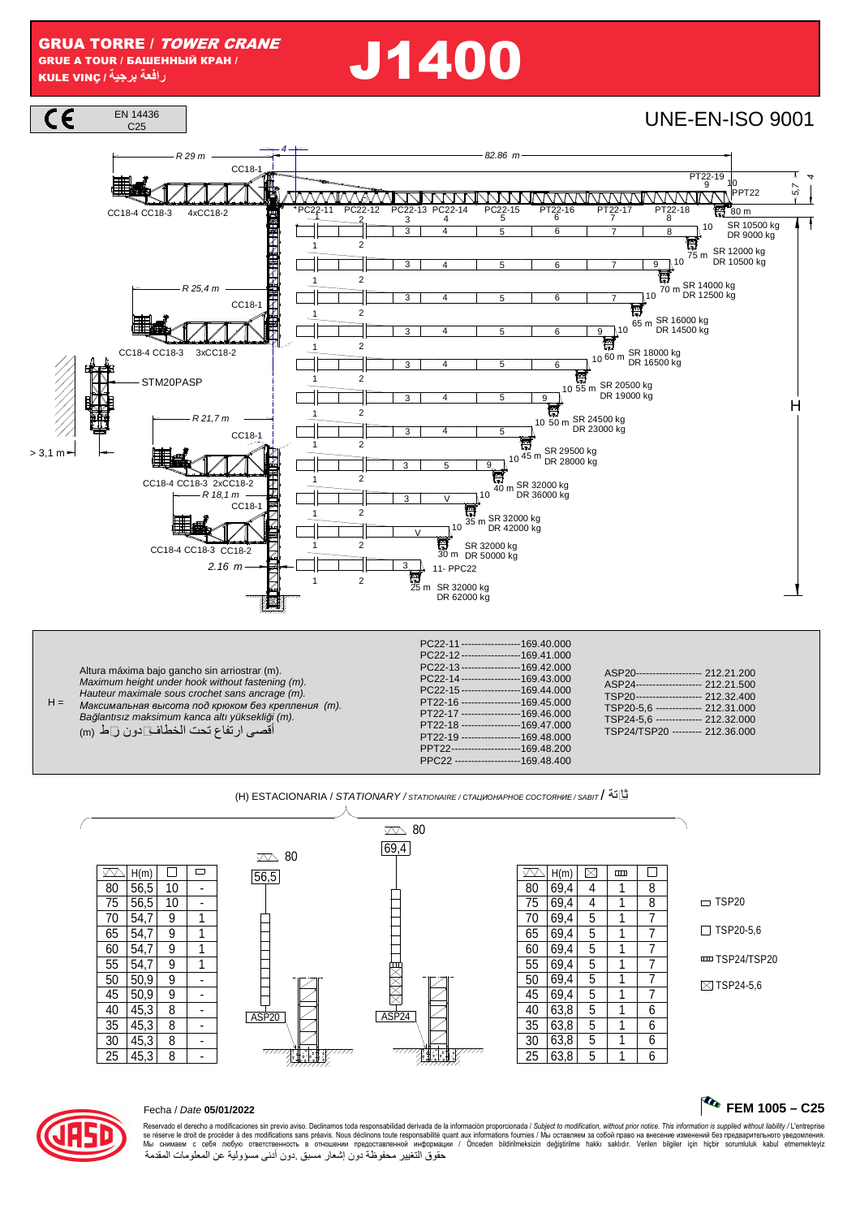# GRUA TORRE / *TOWER CRANE*

GRUE A TOUR / БАШЕННЫЙ КРАН / KULE VINÇ / رافعة برجية

# J1400

CE — EN 14436 C25

UNE-EN-ISO 9001

R 29 m — 4 — 82.86 m

CC18-1

CC18-4 CC18-3 4xCC18-2

PC22-11 PC22-12 PC22-13 PC22-14 PC22-15 PT22-16 PT22-17 PT22-18 PT22-19 PPT22

5,7 — 4

80 m SR 10500 kg DR 9000 kg

75 m SR 12000 kg DR 10500 kg

70 m SR 14000 kg DR 12500 kg

65 m SR 16000 kg DR 14500 kg

60 m SR 18000 kg DR 16500 kg

55 m SR 20500 kg DR 19000 kg

50 m SR 24500 kg DR 23000 kg

45 m SR 29500 kg DR 28000 kg

40 m SR 32000 kg DR 36000 kg

35 m SR 32000 kg DR 42000 kg

30 m SR 32000 kg DR 50000 kg

25 m SR 32000 kg DR 62000 kg

11- PPC22

R 25,4 m — CC18-1 — CC18-4 CC18-3 3xCC18-2

STM20PASP

R 21,7 m — CC18-1 — CC18-4 CC18-3 2xCC18-2

R 18,1 m — CC18-1 — CC18-4 CC18-3 CC18-2

> 3,1 m

2.16 m

H

H = Altura máxima bajo gancho sin arriostrar (m).
*Maximum height under hook without fastening (m).*
*Hauteur maximale sous crochet sans ancrage (m).*
*Максимальная высота под крюком без крепления (m).*
*Bağlantısız maksimum kanca altı yüksekliği (m).*
أقصى ارتفاع تحت الخطاف دون ربط (m)

| | |
|---|---|
| PC22-11 | 169.40.000 |
| PC22-12 | 169.41.000 |
| PC22-13 | 169.42.000 |
| PC22-14 | 169.43.000 |
| PC22-15 | 169.44.000 |
| PT22-16 | 169.45.000 |
| PT22-17 | 169.46.000 |
| PT22-18 | 169.47.000 |
| PT22-19 | 169.48.000 |
| PPT22 | 169.48.200 |
| PPC22 | 169.48.400 |

| | |
|---|---|
| ASP20 | 212.21.200 |
| ASP24 | 212.21.500 |
| TSP20 | 212.32.400 |
| TSP20-5,6 | 212.31.000 |
| TSP24-5,6 | 212.32.000 |
| TSP24/TSP20 | 212.36.000 |

(H) ESTACIONARIA / *STATIONARY / STATIONAIRE / СТАЦИОНАРНОЕ СОСТОЯНИЕ / SABIT* / ثابتة

| Jib | H(m) | TSP20-5,6 | TSP20 |
|---|---|---|---|
| 80 | 56,5 | 10 | - |
| 75 | 56,5 | 10 | - |
| 70 | 54,7 | 9 | 1 |
| 65 | 54,7 | 9 | 1 |
| 60 | 54,7 | 9 | 1 |
| 55 | 54,7 | 9 | 1 |
| 50 | 50,9 | 9 | - |
| 45 | 50,9 | 9 | - |
| 40 | 45,3 | 8 | - |
| 35 | 45,3 | 8 | - |
| 30 | 45,3 | 8 | - |
| 25 | 45,3 | 8 | - |

80 — 56,5 — ASP20

80 — 69,4 — ASP24

| Jib | H(m) | TSP24-5,6 | TSP24/TSP20 | TSP20-5,6 |
|---|---|---|---|---|
| 80 | 69,4 | 4 | 1 | 8 |
| 75 | 69,4 | 4 | 1 | 8 |
| 70 | 69,4 | 5 | 1 | 7 |
| 65 | 69,4 | 5 | 1 | 7 |
| 60 | 69,4 | 5 | 1 | 7 |
| 55 | 69,4 | 5 | 1 | 7 |
| 50 | 69,4 | 5 | 1 | 7 |
| 45 | 69,4 | 5 | 1 | 7 |
| 40 | 63,8 | 5 | 1 | 6 |
| 35 | 63,8 | 5 | 1 | 6 |
| 30 | 63,8 | 5 | 1 | 6 |
| 25 | 63,8 | 5 | 1 | 6 |

- TSP20
- TSP20-5,6
- TSP24/TSP20
- TSP24-5,6

Fecha / *Date* **05/01/2022**

**FEM 1005 – C25**

Reservado el derecho a modificaciones sin previo aviso. Declinamos toda responsabilidad derivada de la información proporcionada / *Subject to modification, without prior notice. This information is supplied without liability* / L'entreprise se réserve le droit de procéder à des modifications sans préavis. Nous déclinons toute responsabilité quant aux informations fournies / Мы оставляем за собой право на внесение изменений без предварительного уведомления. Мы снимаем с себя любую ответственность в отношении предоставленной информации / Önceden bildirilmeksizin değiştirilme hakkı saklıdır. Verilen bilgiler için hiçbir sorumluluk kabul etmemekteyiz
حقوق التغيير محفوظة دون إشعار مسبق .دون أدنى مسؤولية عن المعلومات المقدمة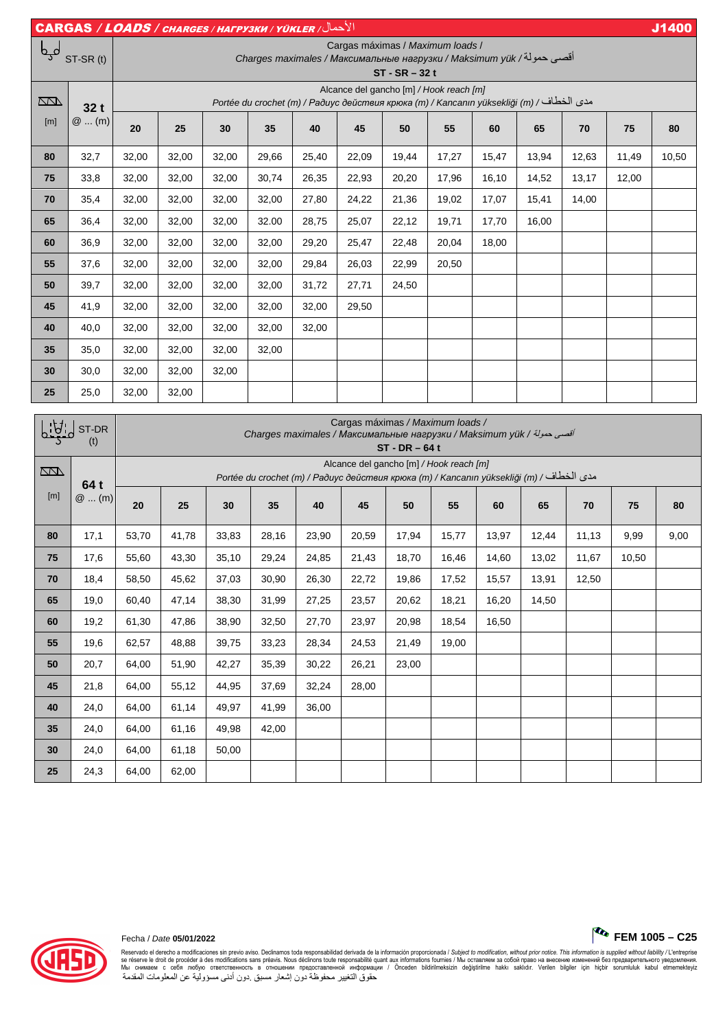# CARGAS / *LOADS* / CHARGES / НАГРУЗКИ / YÜKLER / الأحمال — J1400

| ST-SR (t) | | Cargas máximas / *Maximum loads* / Charges maximales / Максимальные нагрузки / Maksimum yük / أقصى حمولة — ST - SR – 32 t | | | | | | | | | | | | |
|---|---|---|---|---|---|---|---|---|---|---|---|---|---|---|
| [m] | 32 t @ ... (m) | Alcance del gancho [m] / *Hook reach [m]* Portée du crochet (m) / Радиус действия крюка (m) / Kancanın yüksekliği (m) / مدى الخطاف | | | | | | | | | | | | |
| | | 20 | 25 | 30 | 35 | 40 | 45 | 50 | 55 | 60 | 65 | 70 | 75 | 80 |
| 80 | 32,7 | 32,00 | 32,00 | 32,00 | 29,66 | 25,40 | 22,09 | 19,44 | 17,27 | 15,47 | 13,94 | 12,63 | 11,49 | 10,50 |
| 75 | 33,8 | 32,00 | 32,00 | 32,00 | 30,74 | 26,35 | 22,93 | 20,20 | 17,96 | 16,10 | 14,52 | 13,17 | 12,00 | |
| 70 | 35,4 | 32,00 | 32,00 | 32,00 | 32,00 | 27,80 | 24,22 | 21,36 | 19,02 | 17,07 | 15,41 | 14,00 | | |
| 65 | 36,4 | 32,00 | 32,00 | 32,00 | 32.00 | 28,75 | 25,07 | 22,12 | 19,71 | 17,70 | 16,00 | | | |
| 60 | 36,9 | 32,00 | 32,00 | 32,00 | 32,00 | 29,20 | 25,47 | 22,48 | 20,04 | 18,00 | | | | |
| 55 | 37,6 | 32,00 | 32,00 | 32,00 | 32,00 | 29,84 | 26,03 | 22,99 | 20,50 | | | | | |
| 50 | 39,7 | 32,00 | 32,00 | 32,00 | 32,00 | 31,72 | 27,71 | 24,50 | | | | | | |
| 45 | 41,9 | 32,00 | 32,00 | 32,00 | 32,00 | 32,00 | 29,50 | | | | | | | |
| 40 | 40,0 | 32,00 | 32,00 | 32,00 | 32,00 | 32,00 | | | | | | | | |
| 35 | 35,0 | 32,00 | 32,00 | 32,00 | 32,00 | | | | | | | | | |
| 30 | 30,0 | 32,00 | 32,00 | 32,00 | | | | | | | | | | |
| 25 | 25,0 | 32,00 | 32,00 | | | | | | | | | | | |

| ST-DR (t) | | Cargas máximas / *Maximum loads* / Charges maximales / Максимальные нагрузки / Maksimum yük / أقصى حمولة — ST - DR – 64 t | | | | | | | | | | | | |
|---|---|---|---|---|---|---|---|---|---|---|---|---|---|---|
| [m] | 64 t @ ... (m) | Alcance del gancho [m] / *Hook reach [m]* Portée du crochet (m) / Радиус действия крюка (m) / Kancanın yüksekliği (m) / مدى الخطاف | | | | | | | | | | | | |
| | | 20 | 25 | 30 | 35 | 40 | 45 | 50 | 55 | 60 | 65 | 70 | 75 | 80 |
| 80 | 17,1 | 53,70 | 41,78 | 33,83 | 28,16 | 23,90 | 20,59 | 17,94 | 15,77 | 13,97 | 12,44 | 11,13 | 9,99 | 9,00 |
| 75 | 17,6 | 55,60 | 43,30 | 35,10 | 29,24 | 24,85 | 21,43 | 18,70 | 16,46 | 14,60 | 13,02 | 11,67 | 10,50 | |
| 70 | 18,4 | 58,50 | 45,62 | 37,03 | 30,90 | 26,30 | 22,72 | 19,86 | 17,52 | 15,57 | 13,91 | 12,50 | | |
| 65 | 19,0 | 60,40 | 47,14 | 38,30 | 31,99 | 27,25 | 23,57 | 20,62 | 18,21 | 16,20 | 14,50 | | | |
| 60 | 19,2 | 61,30 | 47,86 | 38,90 | 32,50 | 27,70 | 23,97 | 20,98 | 18,54 | 16,50 | | | | |
| 55 | 19,6 | 62,57 | 48,88 | 39,75 | 33,23 | 28,34 | 24,53 | 21,49 | 19,00 | | | | | |
| 50 | 20,7 | 64,00 | 51,90 | 42,27 | 35,39 | 30,22 | 26,21 | 23,00 | | | | | | |
| 45 | 21,8 | 64,00 | 55,12 | 44,95 | 37,69 | 32,24 | 28,00 | | | | | | | |
| 40 | 24,0 | 64,00 | 61,14 | 49,97 | 41,99 | 36,00 | | | | | | | | |
| 35 | 24,0 | 64,00 | 61,16 | 49,98 | 42,00 | | | | | | | | | |
| 30 | 24,0 | 64,00 | 61,18 | 50,00 | | | | | | | | | | |
| 25 | 24,3 | 64,00 | 62,00 | | | | | | | | | | | |

Fecha / *Date* **05/01/2022**

**FEM 1005 – C25**

Reservado el derecho a modificaciones sin previo aviso. Declinamos toda responsabilidad derivada de la información proporcionada / *Subject to modification, without prior notice. This information is supplied without liability* / L'entreprise se réserve le droit de procéder à des modifications sans préavis. Nous déclinons toute responsabilité quant aux informations fournies / Мы оставляем за собой право на внесение изменений без предварительного уведомления. Мы снимаем с себя любую ответственность в отношении предоставленной информации / Önceden bildirilmeksizin değiştirilme hakkı saklıdır. Verilen bilgiler için hiçbir sorumluluk kabul etmemekteyiz

حقوق التغيير محفوظة دون إشعار مسبق .دون أدنى مسؤولية عن المعلومات المقدمة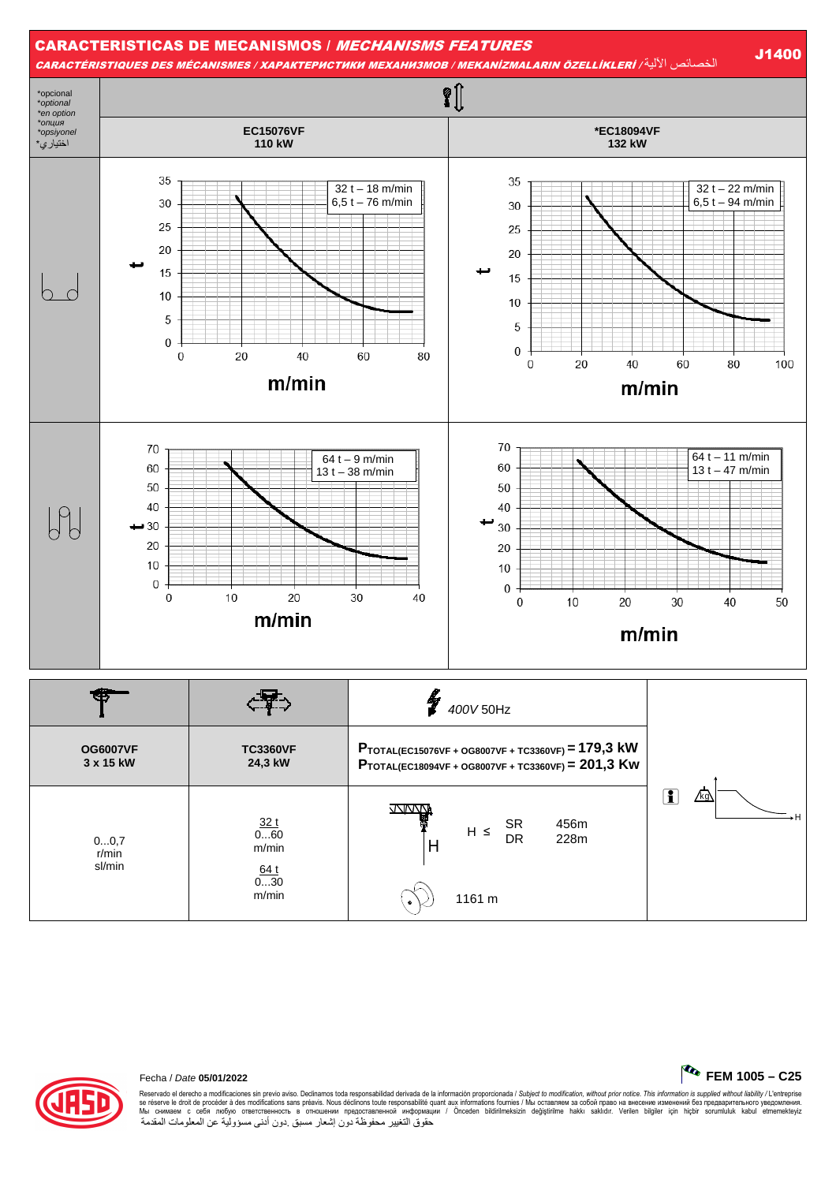# CARACTERISTICAS DE MECANISMOS / *MECHANISMS FEATURES*

***CARACTÉRISTIQUES DES MÉCANISMES / ХАРАКТЕРИСТИКИ МЕХАНИЗМОВ / MEKANİZMALARIN ÖZELLİKLERİ / الخصائص الآلية***

**J1400**

*opcional
*optional
*en option
*опция
*opsiyonel
*اختياري

| | EC15076VF 110 kW | *EC18094VF 132 kW |
|---|---|---|
| 2 falls | 32 t – 18 m/min<br>6,5 t – 76 m/min | 32 t – 22 m/min<br>6,5 t – 94 m/min |
| 4 falls | 64 t – 9 m/min<br>13 t – 38 m/min | 64 t – 11 m/min<br>13 t – 47 m/min |

| OG6007VF 3 x 15 kW | TC3360VF 24,3 kW | 400V 50Hz |
|---|---|---|
| | | $P_{TOTAL(EC15076VF + OG8007VF + TC3360VF)}$ = **179,3 kW**<br>$P_{TOTAL(EC18094VF + OG8007VF + TC3360VF)}$ = **201,3 Kw** |
| 0...0,7 r/min sl/min | 32 t<br>0...60 m/min<br><br>64 t<br>0...30 m/min | H ≤ SR 456m<br>H ≤ DR 228m<br><br>1161 m |

Fecha / *Date* **05/01/2022**

**FEM 1005 – C25**

Reservado el derecho a modificaciones sin previo aviso. Declinamos toda responsabilidad derivada de la información proporcionada / *Subject to modification, without prior notice. This information is supplied without liability* / L'entreprise se réserve le droit de procéder à des modifications sans préavis. Nous déclinons toute responsabilité quant aux informations fournies / Мы оставляем за собой право на внесение изменений без предварительного уведомления. Мы снимаем с себя любую ответственность в отношении предоставленной информации / Önceden bildirilmeksizin değiştirilme hakkı saklıdır. Verilen bilgiler için hiçbir sorumluluk kabul etmemekteyiz
حقوق التغيير محفوظة دون إشعار مسبق .دون أدنى مسؤولية عن المعلومات المقدمة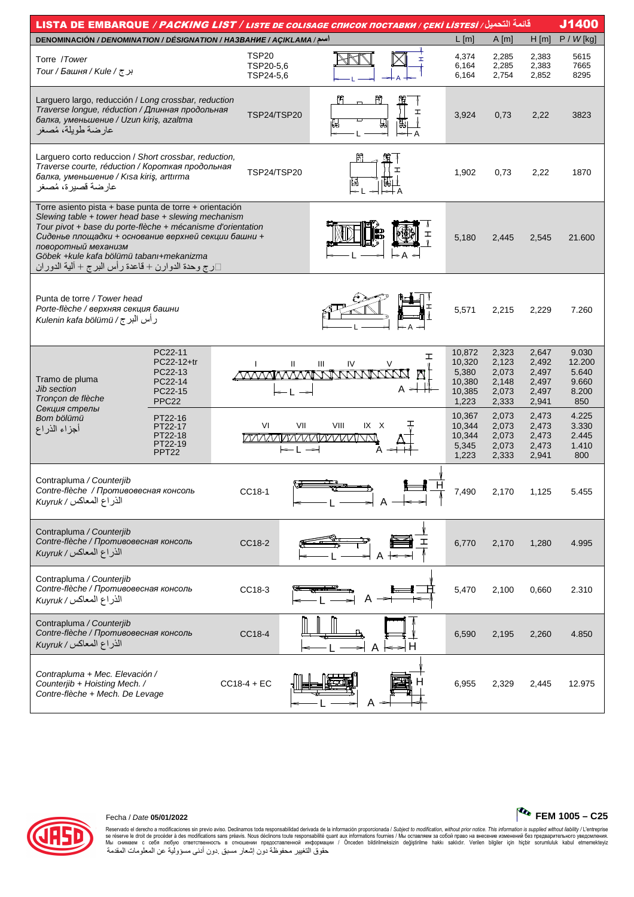# LISTA DE EMBARQUE / *PACKING LIST* / *LISTE DE COLISAGE* СПИСОК ПОСТАВКИ / ÇEKİ LİSTESİ / قائمة التحميل — J1400

| DENOMINACIÓN / *DENOMINATION* / *DÉSIGNATION* / НАЗВАНИЕ / AÇIKLAMA / اسم | | L [m] | A [m] | H [m] | P / *W* [kg] |
|---|---|---|---|---|---|
| Torre / *Tower*<br>*Tour / Башня / Kule / برج* | TSP20<br>TSP20-5,6<br>TSP24-5,6 | 4,374<br>6,164<br>6,164 | 2,285<br>2,285<br>2,754 | 2,383<br>2,383<br>2,852 | 5615<br>7665<br>8295 |
| Larguero largo, reducción / *Long crossbar, reduction*<br>*Traverse longue, réduction / Длинная продольная балка, уменьшение / Uzun kiriş, azaltma*<br>عارضة طويلة، مُصغر | TSP24/TSP20 | 3,924 | 0,73 | 2,22 | 3823 |
| Larguero corto reduccion / *Short crossbar, reduction,*<br>*Traverse courte, réduction / Короткая продольная балка, уменьшение / Kısa kiriş, arttırma*<br>عارضة قصيرة، مُصغر | TSP24/TSP20 | 1,902 | 0,73 | 2,22 | 1870 |
| Torre asiento pista + base punta de torre + orientación<br>*Slewing table + tower head base + slewing mechanism*<br>*Tour pivot + base du porte-flèche + mécanisme d'orientation*<br>*Сиденье площадки + основание верхней секции башни + поворотный механизм*<br>*Göbek +kule kafa bölümü tabanı+mekanizma*<br>برج وحدة الدوارن + قاعدة رأس البرج + آلية الدوران | | 5,180 | 2,445 | 2,545 | 21.600 |
| Punta de torre / *Tower head*<br>*Porte-flèche / верхняя секция башни*<br>*Kulenin kafa bölümü / رأس البرج* | | 5,571 | 2,215 | 2,229 | 7.260 |
| Tramo de pluma<br>*Jib section*<br>*Tronçon de flèche*<br>*Секция стрелы*<br>*Bom bölümü*<br>أجزاء الذراع | PC22-11<br>PC22-12+tr<br>PC22-13<br>PC22-14<br>PC22-15<br>PPC22 | 10,872<br>10,320<br>5,380<br>10,380<br>10,385<br>1,223 | 2,323<br>2,123<br>2,073<br>2,148<br>2,073<br>2,333 | 2,647<br>2,492<br>2,497<br>2,497<br>2,497<br>2,941 | 9.030<br>12.200<br>5.640<br>9.660<br>8.200<br>850 |
| | PT22-16<br>PT22-17<br>PT22-18<br>PT22-19<br>PPT22 | 10,367<br>10,344<br>10,344<br>5,345<br>1,223 | 2,073<br>2,073<br>2,073<br>2,073<br>2,333 | 2,473<br>2,473<br>2,473<br>2,473<br>2,941 | 4.225<br>3.330<br>2.445<br>1.410<br>800 |
| Contrapluma / *Counterjib*<br>*Contre-flèche / Противовесная консоль*<br>*Kuyruk / الذراع المعاكس* | CC18-1 | 7,490 | 2,170 | 1,125 | 5.455 |
| Contrapluma / *Counterjib*<br>*Contre-flèche / Противовесная консоль*<br>*Kuyruk / الذراع المعاكس* | CC18-2 | 6,770 | 2,170 | 1,280 | 4.995 |
| Contrapluma / *Counterjib*<br>*Contre-flèche / Противовесная консоль*<br>*Kuyruk / الذراع المعاكس* | CC18-3 | 5,470 | 2,100 | 0,660 | 2.310 |
| Contrapluma / *Counterjib*<br>*Contre-flèche / Противовесная консоль*<br>*Kuyruk / الذراع المعاكس* | CC18-4 | 6,590 | 2,195 | 2,260 | 4.850 |
| Contrapluma + Mec. Elevación /<br>*Counterjib + Hoisting Mech. /*<br>*Contre-flèche + Mech. De Levage* | CC18-4 + EC | 6,955 | 2,329 | 2,445 | 12.975 |

Fecha / *Date* **05/01/2022**

**FEM 1005 – C25**

Reservado el derecho a modificaciones sin previo aviso. Declinamos toda responsabilidad derivada de la información proporcionada / *Subject to modification, without prior notice. This information is supplied without liability* / L'entreprise se réserve le droit de procéder à des modifications sans préavis. Nous déclinons toute responsabilité quant aux informations fournies / Мы оставляем за собой право на внесение изменений без предварительного уведомления. Мы снимаем с себя любую ответственность в отношении предоставленной информации / Önceden bildirilmeksizin değiştirilme hakkı saklıdır. Verilen bilgiler için hiçbir sorumluluk kabul etmemekteyiz
حقوق التغيير محفوظة دون إشعار مسبق .دون أدنى مسؤولية عن المعلومات المقدمة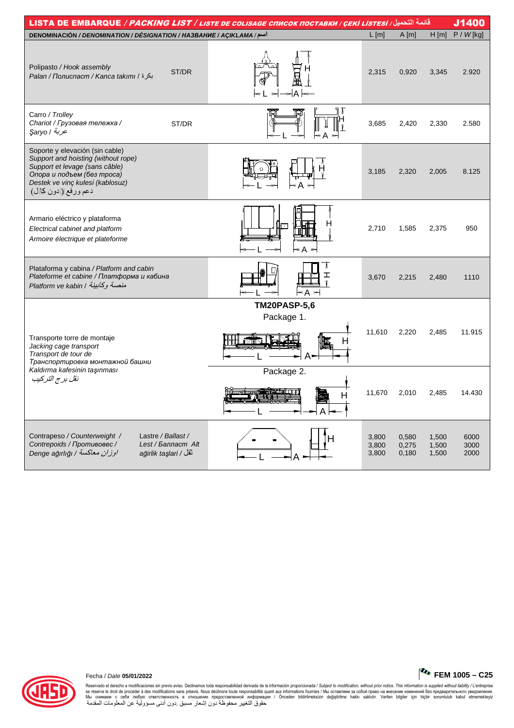## LISTA DE EMBARQUE / *PACKING LIST* / *LISTE DE COLISAGE* *СПИСОК ПОСТАВКИ* / *ÇEKİ LİSTESİ* / قائمة التحميل — J1400

| DENOMINACIÓN / *DENOMINATION* / *DÉSIGNATION* / *НАЗВАНИЕ* / *AÇIKLAMA* / اسم | | | L [m] | A [m] | H [m] | P / *W* [kg] |
|---|---|---|---|---|---|---|
| Polipasto / *Hook assembly*<br>*Palan* / *Полиспаст* / *Kanca takımı* / بكرة | ST/DR | | 2,315 | 0,920 | 3,345 | 2.920 |
| Carro / *Trolley*<br>*Chariot* / *Грузовая тележка* /<br>*Şaryo* / عربة | ST/DR | | 3,685 | 2,420 | 2,330 | 2.580 |
| Soporte y elevación (sin cable)<br>*Support and hoisting (without rope)*<br>*Support et levage (sans câble)*<br>*Опора и подъем (без троса)*<br>*Destek ve vinç kulesi (kablosuz)*<br>دعم ورفع (بدون كابل) | | | 3,185 | 2,320 | 2,005 | 8.125 |
| Armario eléctrico y plataforma<br>*Electrical cabinet and platform*<br>*Armoire électrique et plateforme* | | | 2,710 | 1,585 | 2,375 | 950 |
| Plataforma y cabina / *Platform and cabin*<br>*Plateforme et cabine* / *Платформа и кабина*<br>*Platform ve kabin* / منصة وكابينة | | | 3,670 | 2,215 | 2,480 | 1110 |
| Transporte torre de montaje<br>*Jacking cage transport*<br>*Transport de tour de*<br>*Транспортировка монтажной башни*<br>*Kaldırma kafesinin taşınması*<br>نقل برج التركيب | | **TM20PASP-5,6**<br>Package 1. | 11,610 | 2,220 | 2,485 | 11.915 |
| | | Package 2. | 11,670 | 2,010 | 2,485 | 14.430 |
| Contrapeso / *Counterweight* /<br>*Contrepoids* / *Противовес* /<br>*Denge ağırlığı* / اوزان معاكسة | Lastre / *Ballast* /<br>*Lest* / *Балласт* *Alt ağirlik taşlari* / ثقل | | 3,800<br>3,800<br>3,800 | 0,580<br>0,275<br>0,180 | 1,500<br>1,500<br>1,500 | 6000<br>3000<br>2000 |

Fecha / *Date* **05/01/2022**

**FEM 1005 – C25**

Reservado el derecho a modificaciones sin previo aviso. Declinamos toda responsabilidad derivada de la información proporcionada / *Subject to modification, without prior notice. This information is supplied without liability* / L'entreprise se réserve le droit de procéder à des modifications sans préavis. Nous déclinons toute responsabilité quant aux informations fournies / Мы оставляем за собой право на внесение изменений без предварительного уведомления. Мы снимаем с себя любую ответственность в отношении предоставленной информации / Önceden bildirilmeksizin değiştirilme hakkı saklıdır. Verilen bilgiler için hiçbir sorumluluk kabul etmemekteyiz
حقوق التغيير محفوظة دون إشعار مسبق .دون أدنى مسؤولية عن المعلومات المقدمة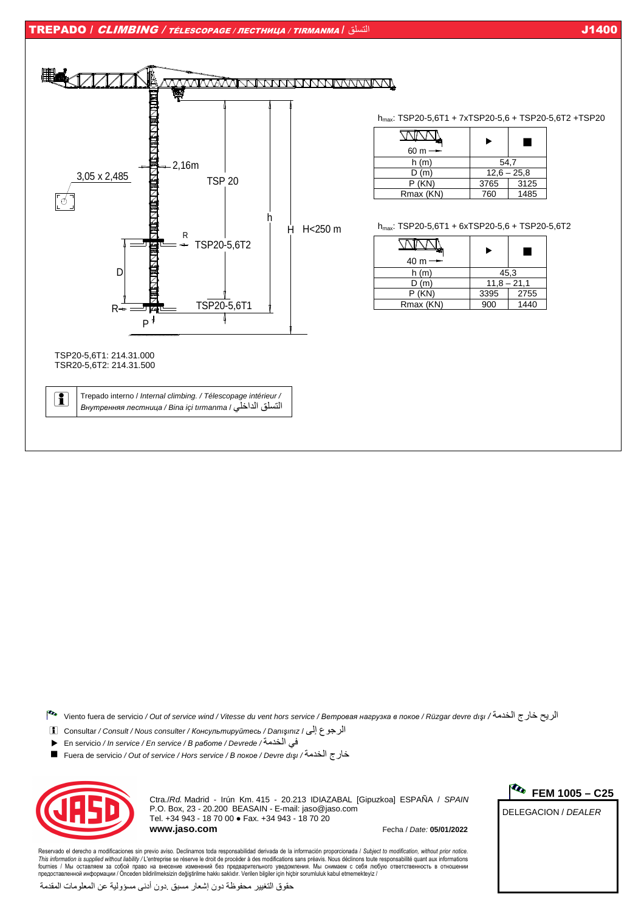## TREPADO / *CLIMBING / TÉLESCOPAGE / ЛЕСТНИЦА / TIRMANMA* / التسلق

**J1400**

3,05 x 2,485

2,16m

TSP 20

h

H

H<250 m

R

TSP20-5,6T2

D

R

TSP20-5,6T1

P

$h_{max}$: TSP20-5,6T1 + 7xTSP20-5,6 + TSP20-5,6T2 +TSP20

| 60 m | ▶ | ■ |
|---|---|---|
| h (m) | 54,7 | |
| D (m) | 12,6 – 25,8 | |
| P (KN) | 3765 | 3125 |
| Rmax (KN) | 760 | 1485 |

$h_{max}$: TSP20-5,6T1 + 6xTSP20-5,6 + TSP20-5,6T2

| 40 m | ▶ | ■ |
|---|---|---|
| h (m) | 45,3 | |
| D (m) | 11,8 – 21,1 | |
| P (KN) | 3395 | 2755 |
| Rmax (KN) | 900 | 1440 |

TSP20-5,6T1: 214.31.000
TSR20-5,6T2: 214.31.500

Trepado interno / *Internal climbing. / Télescopage intérieur / Внутренняя лестница / Bina içi tırmanma* / التسلق الداخلي

Viento fuera de servicio / *Out of service wind / Vitesse du vent hors service / Ветровая нагрузка в покое / Rüzgar devre dışı* / الريح خارج الخدمة

Consultar / *Consult / Nous consulter / Консультируйтесь / Danışınız* / الرجوع إلى

▶ En servicio / *In service / En service / В работе / Devrede* / في الخدمة

■ Fuera de servicio / *Out of service / Hors service / В покое / Devre dışı* / خارج الخدمة

Ctra./*Rd.* Madrid - Irún Km. 415 - 20.213 IDIAZABAL [Gipuzkoa] ESPAÑA / *SPAIN*
P.O. Box, 23 - 20.200 BEASAIN - E-mail: jaso@jaso.com
Tel. +34 943 - 18 70 00 • Fax. +34 943 - 18 70 20
**www.jaso.com**

Fecha / *Date:* **05/01/2022**

**FEM 1005 – C25**

DELEGACION / *DEALER*

Reservado el derecho a modificaciones sin previo aviso. Declinamos toda responsabilidad derivada de la información proporcionada / *Subject to modification, without prior notice. This information is supplied without liability* / L'entreprise se réserve le droit de procéder à des modifications sans préavis. Nous déclinons toute responsabilité quant aux informations fournies / Мы оставляем за собой право на внесение изменений без предварительного уведомления. Мы снимаем с себя любую ответственность в отношении предоставленной информации / Önceden bildirilmeksizin değiştirilme hakkı saklıdır. Verilen bilgiler için hiçbir sorumluluk kabul etmemekteyiz /

حقوق التغيير محفوظة دون إشعار مسبق .دون أدنى مسؤولية عن المعلومات المقدمة